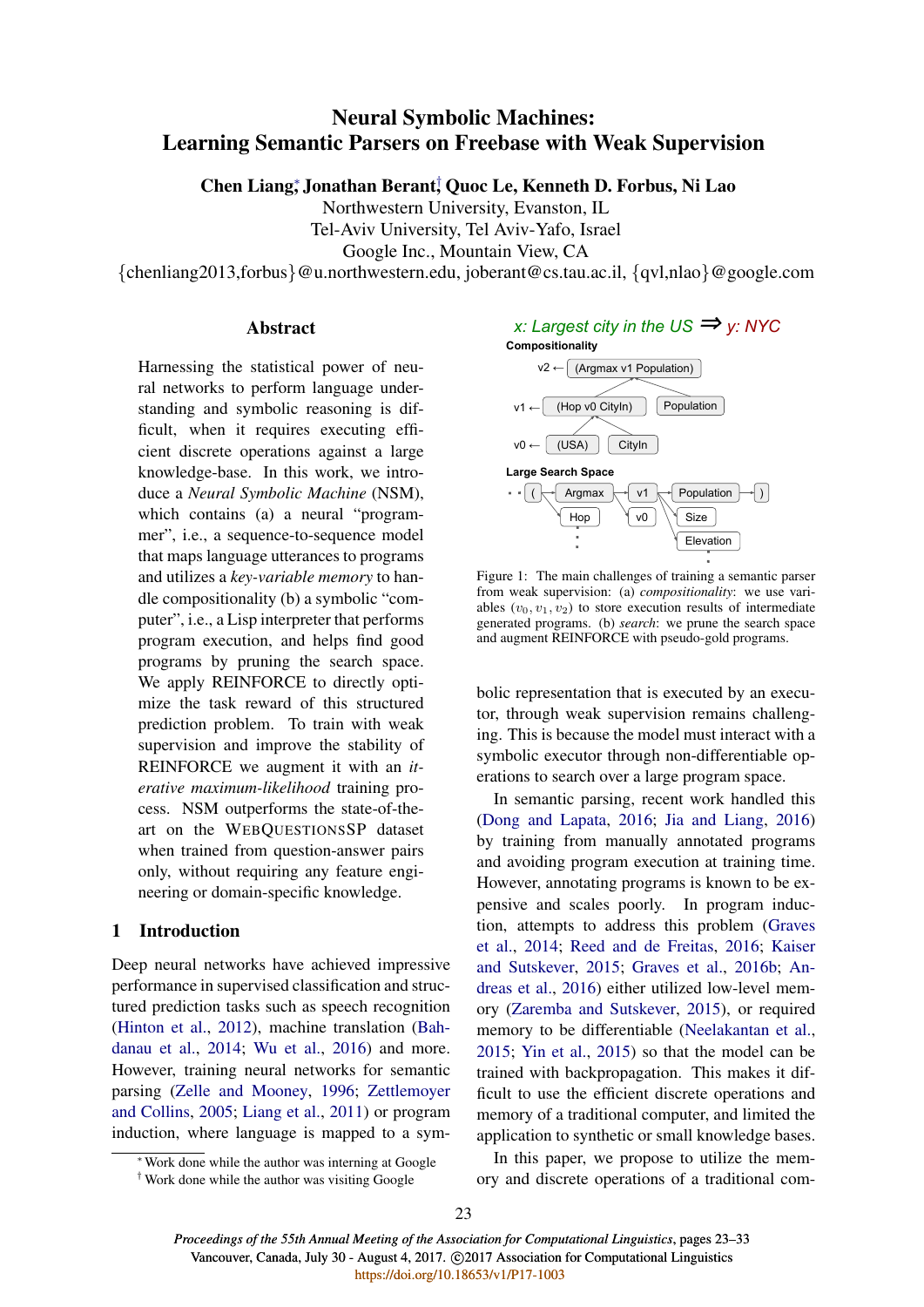# Neural Symbolic Machines: Learning Semantic Parsers on Freebase with Weak Supervision

**Chen Liang[*], Jonathan Berant[†], Quoc Le, Kenneth D. Forbus, Ni Lao**

Northwestern University, Evanston, IL
Tel-Aviv University, Tel Aviv-Yafo, Israel
Google Inc., Mountain View, CA
{chenliang2013,forbus}@u.northwestern.edu, joberant@cs.tau.ac.il, {qvl,nlao}@google.com

## Abstract

Harnessing the statistical power of neural networks to perform language understanding and symbolic reasoning is difficult, when it requires executing efficient discrete operations against a large knowledge-base. In this work, we introduce a *Neural Symbolic Machine* (NSM), which contains (a) a neural "programmer", i.e., a sequence-to-sequence model that maps language utterances to programs and utilizes a *key-variable memory* to handle compositionality (b) a symbolic "computer", i.e., a Lisp interpreter that performs program execution, and helps find good programs by pruning the search space. We apply REINFORCE to directly optimize the task reward of this structured prediction problem. To train with weak supervision and improve the stability of REINFORCE we augment it with an *iterative maximum-likelihood* training process. NSM outperforms the state-of-the-art on the WEBQUESTIONSSP dataset when trained from question-answer pairs only, without requiring any feature engineering or domain-specific knowledge.

## 1 Introduction

Deep neural networks have achieved impressive performance in supervised classification and structured prediction tasks such as speech recognition (Hinton et al., 2012), machine translation (Bahdanau et al., 2014; Wu et al., 2016) and more. However, training neural networks for semantic parsing (Zelle and Mooney, 1996; Zettlemoyer and Collins, 2005; Liang et al., 2011) or program induction, where language is mapped to a symbolic representation that is executed by an executor, through weak supervision remains challenging. This is because the model must interact with a symbolic executor through non-differentiable operations to search over a large program space.

x: Largest city in the US ⇒ y: NYC

**Compositionality**

v2 ← (Argmax v1 Population)
v1 ← (Hop v0 CityIn) Population
v0 ← (USA) CityIn

**Large Search Space**

( Argmax v1 Population )
Hop v0 Size
Elevation

Figure 1: The main challenges of training a semantic parser from weak supervision: (a) *compositionality*: we use variables ($v_0, v_1, v_2$) to store execution results of intermediate generated programs. (b) *search*: we prune the search space and augment REINFORCE with pseudo-gold programs.

In semantic parsing, recent work handled this (Dong and Lapata, 2016; Jia and Liang, 2016) by training from manually annotated programs and avoiding program execution at training time. However, annotating programs is known to be expensive and scales poorly. In program induction, attempts to address this problem (Graves et al., 2014; Reed and de Freitas, 2016; Kaiser and Sutskever, 2015; Graves et al., 2016b; Andreas et al., 2016) either utilized low-level memory (Zaremba and Sutskever, 2015), or required memory to be differentiable (Neelakantan et al., 2015; Yin et al., 2015) so that the model can be trained with backpropagation. This makes it difficult to use the efficient discrete operations and memory of a traditional computer, and limited the application to synthetic or small knowledge bases.

In this paper, we propose to utilize the memory and discrete operations of a traditional com-

[*] Work done while the author was interning at Google
[†] Work done while the author was visiting Google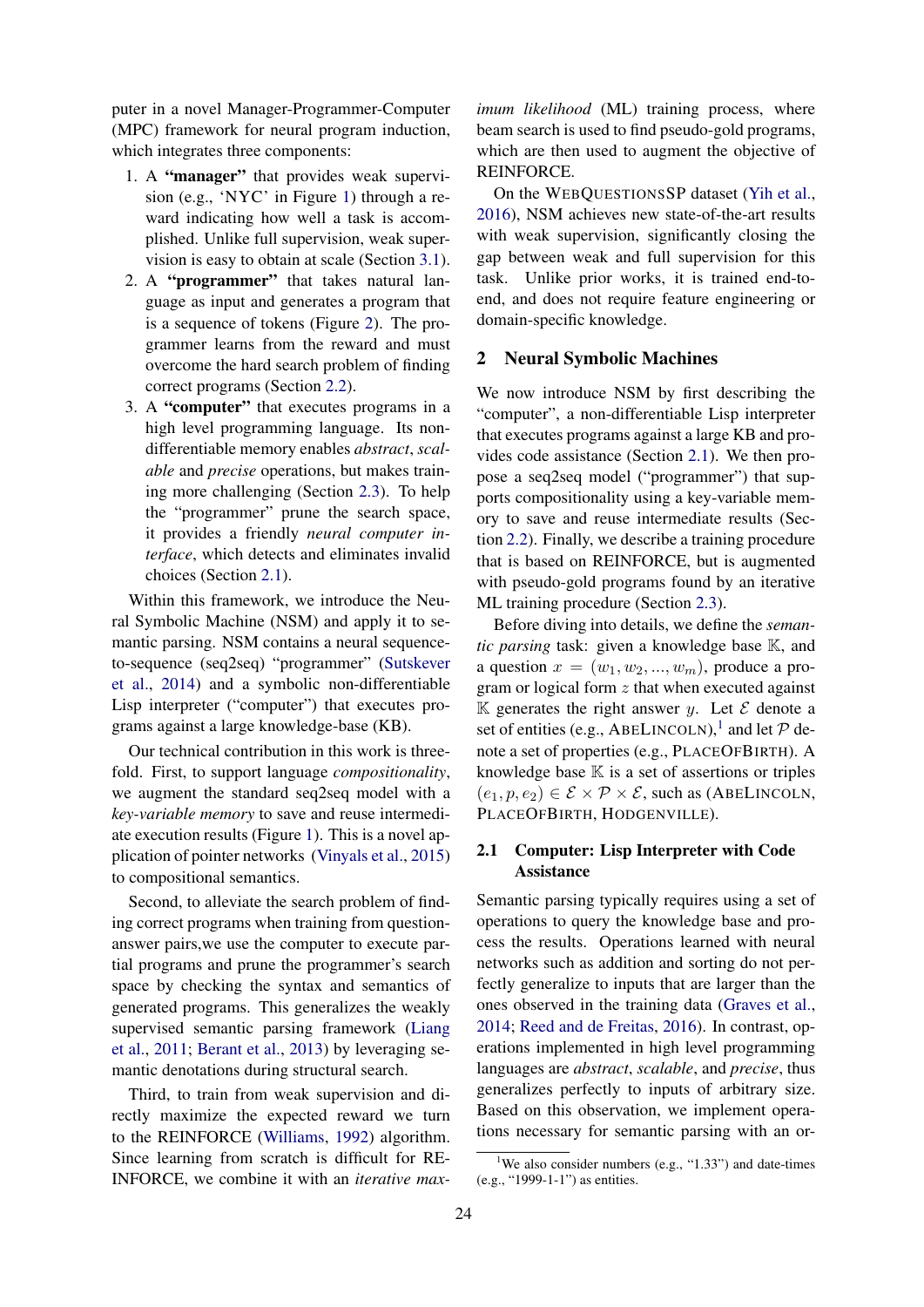puter in a novel Manager-Programmer-Computer (MPC) framework for neural program induction, which integrates three components:

1. A **"manager"** that provides weak supervision (e.g., 'NYC' in Figure 1) through a reward indicating how well a task is accomplished. Unlike full supervision, weak supervision is easy to obtain at scale (Section 3.1).
2. A **"programmer"** that takes natural language as input and generates a program that is a sequence of tokens (Figure 2). The programmer learns from the reward and must overcome the hard search problem of finding correct programs (Section 2.2).
3. A **"computer"** that executes programs in a high level programming language. Its non-differentiable memory enables *abstract*, *scalable* and *precise* operations, but makes training more challenging (Section 2.3). To help the "programmer" prune the search space, it provides a friendly *neural computer interface*, which detects and eliminates invalid choices (Section 2.1).

Within this framework, we introduce the Neural Symbolic Machine (NSM) and apply it to semantic parsing. NSM contains a neural sequence-to-sequence (seq2seq) "programmer" (Sutskever et al., 2014) and a symbolic non-differentiable Lisp interpreter ("computer") that executes programs against a large knowledge-base (KB).

Our technical contribution in this work is threefold. First, to support language *compositionality*, we augment the standard seq2seq model with a *key-variable memory* to save and reuse intermediate execution results (Figure 1). This is a novel application of pointer networks (Vinyals et al., 2015) to compositional semantics.

Second, to alleviate the search problem of finding correct programs when training from question-answer pairs,we use the computer to execute partial programs and prune the programmer's search space by checking the syntax and semantics of generated programs. This generalizes the weakly supervised semantic parsing framework (Liang et al., 2011; Berant et al., 2013) by leveraging semantic denotations during structural search.

Third, to train from weak supervision and directly maximize the expected reward we turn to the REINFORCE (Williams, 1992) algorithm. Since learning from scratch is difficult for REINFORCE, we combine it with an *iterative maximum likelihood* (ML) training process, where beam search is used to find pseudo-gold programs, which are then used to augment the objective of REINFORCE.

On the WebQuestionsSP dataset (Yih et al., 2016), NSM achieves new state-of-the-art results with weak supervision, significantly closing the gap between weak and full supervision for this task. Unlike prior works, it is trained end-to-end, and does not require feature engineering or domain-specific knowledge.

## 2 Neural Symbolic Machines

We now introduce NSM by first describing the "computer", a non-differentiable Lisp interpreter that executes programs against a large KB and provides code assistance (Section 2.1). We then propose a seq2seq model ("programmer") that supports compositionality using a key-variable memory to save and reuse intermediate results (Section 2.2). Finally, we describe a training procedure that is based on REINFORCE, but is augmented with pseudo-gold programs found by an iterative ML training procedure (Section 2.3).

Before diving into details, we define the *semantic parsing* task: given a knowledge base $\mathbb{K}$, and a question $x = (w_1, w_2, ..., w_m)$, produce a program or logical form $z$ that when executed against $\mathbb{K}$ generates the right answer $y$. Let $\mathcal{E}$ denote a set of entities (e.g., AbeLincoln),[1] and let $\mathcal{P}$ denote a set of properties (e.g., PlaceOfBirth). A knowledge base $\mathbb{K}$ is a set of assertions or triples $(e_1, p, e_2) \in \mathcal{E} \times \mathcal{P} \times \mathcal{E}$, such as (AbeLincoln, PlaceOfBirth, Hodgenville).

### 2.1 Computer: Lisp Interpreter with Code Assistance

Semantic parsing typically requires using a set of operations to query the knowledge base and process the results. Operations learned with neural networks such as addition and sorting do not perfectly generalize to inputs that are larger than the ones observed in the training data (Graves et al., 2014; Reed and de Freitas, 2016). In contrast, operations implemented in high level programming languages are *abstract*, *scalable*, and *precise*, thus generalizes perfectly to inputs of arbitrary size. Based on this observation, we implement operations necessary for semantic parsing with an or-

[1] We also consider numbers (e.g., "1.33") and date-times (e.g., "1999-1-1") as entities.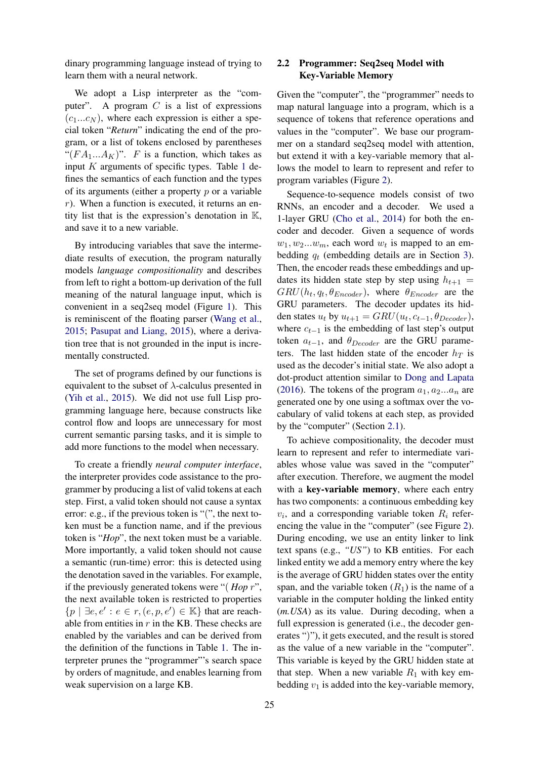dinary programming language instead of trying to learn them with a neural network.

We adopt a Lisp interpreter as the "computer". A program $C$ is a list of expressions $(c_1...c_N)$, where each expression is either a special token "*Return*" indicating the end of the program, or a list of tokens enclosed by parentheses "$(FA_1...A_K)$". $F$ is a function, which takes as input $K$ arguments of specific types. Table 1 defines the semantics of each function and the types of its arguments (either a property $p$ or a variable $r$). When a function is executed, it returns an entity list that is the expression's denotation in $\mathbb{K}$, and save it to a new variable.

By introducing variables that save the intermediate results of execution, the program naturally models *language compositionality* and describes from left to right a bottom-up derivation of the full meaning of the natural language input, which is convenient in a seq2seq model (Figure 1). This is reminiscent of the floating parser (Wang et al., 2015; Pasupat and Liang, 2015), where a derivation tree that is not grounded in the input is incrementally constructed.

The set of programs defined by our functions is equivalent to the subset of $\lambda$-calculus presented in (Yih et al., 2015). We did not use full Lisp programming language here, because constructs like control flow and loops are unnecessary for most current semantic parsing tasks, and it is simple to add more functions to the model when necessary.

To create a friendly *neural computer interface*, the interpreter provides code assistance to the programmer by producing a list of valid tokens at each step. First, a valid token should not cause a syntax error: e.g., if the previous token is "(", the next token must be a function name, and if the previous token is "*Hop*", the next token must be a variable. More importantly, a valid token should not cause a semantic (run-time) error: this is detected using the denotation saved in the variables. For example, if the previously generated tokens were "( *Hop* $r$", the next available token is restricted to properties $\{p \mid \exists e, e' : e \in r, (e, p, e') \in \mathbb{K}\}$ that are reachable from entities in $r$ in the KB. These checks are enabled by the variables and can be derived from the definition of the functions in Table 1. The interpreter prunes the "programmer"'s search space by orders of magnitude, and enables learning from weak supervision on a large KB.

## 2.2 Programmer: Seq2seq Model with Key-Variable Memory

Given the "computer", the "programmer" needs to map natural language into a program, which is a sequence of tokens that reference operations and values in the "computer". We base our programmer on a standard seq2seq model with attention, but extend it with a key-variable memory that allows the model to learn to represent and refer to program variables (Figure 2).

Sequence-to-sequence models consist of two RNNs, an encoder and a decoder. We used a 1-layer GRU (Cho et al., 2014) for both the encoder and decoder. Given a sequence of words $w_1, w_2...w_m$, each word $w_t$ is mapped to an embedding $q_t$ (embedding details are in Section 3). Then, the encoder reads these embeddings and updates its hidden state step by step using $h_{t+1} = GRU(h_t, q_t, \theta_{Encoder})$, where $\theta_{Encoder}$ are the GRU parameters. The decoder updates its hidden states $u_t$ by $u_{t+1} = GRU(u_t, c_{t-1}, \theta_{Decoder})$, where $c_{t-1}$ is the embedding of last step's output token $a_{t-1}$, and $\theta_{Decoder}$ are the GRU parameters. The last hidden state of the encoder $h_T$ is used as the decoder's initial state. We also adopt a dot-product attention similar to Dong and Lapata (2016). The tokens of the program $a_1, a_2...a_n$ are generated one by one using a softmax over the vocabulary of valid tokens at each step, as provided by the "computer" (Section 2.1).

To achieve compositionality, the decoder must learn to represent and refer to intermediate variables whose value was saved in the "computer" after execution. Therefore, we augment the model with a **key-variable memory**, where each entry has two components: a continuous embedding key $v_i$, and a corresponding variable token $R_i$ referencing the value in the "computer" (see Figure 2). During encoding, we use an entity linker to link text spans (e.g., *"US"*) to KB entities. For each linked entity we add a memory entry where the key is the average of GRU hidden states over the entity span, and the variable token ($R_1$) is the name of a variable in the computer holding the linked entity (*m.USA*) as its value. During decoding, when a full expression is generated (i.e., the decoder generates ")"), it gets executed, and the result is stored as the value of a new variable in the "computer". This variable is keyed by the GRU hidden state at that step. When a new variable $R_1$ with key embedding $v_1$ is added into the key-variable memory,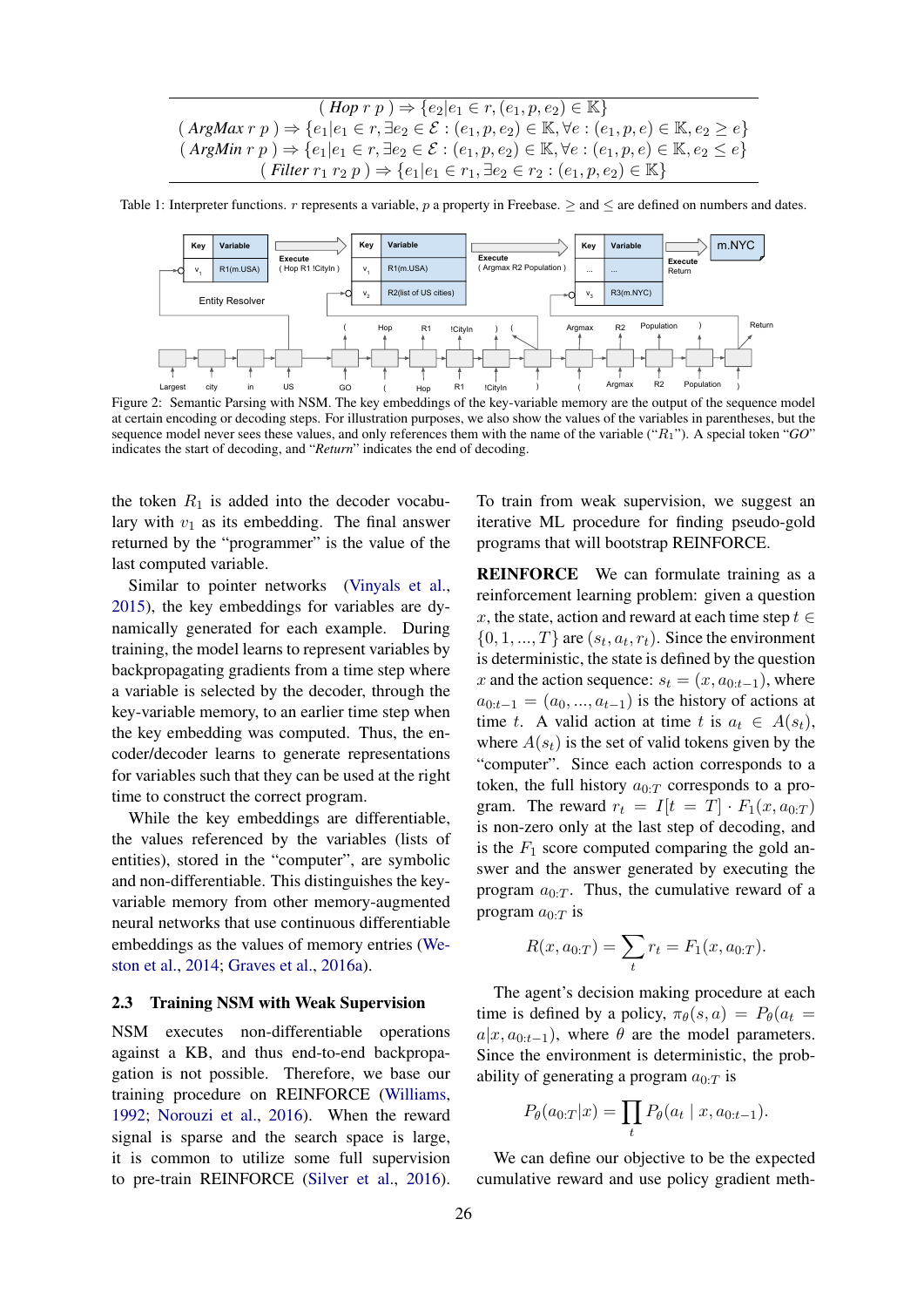| |
|---|
| $(\ \textit{Hop}\ r\ p\ ) \Rightarrow \{e_2 \vert e_1 \in r, (e_1, p, e_2) \in \mathbb{K}\}$ |
| $(\ \textit{ArgMax}\ r\ p\ ) \Rightarrow \{e_1 \vert e_1 \in r, \exists e_2 \in \mathcal{E} : (e_1, p, e_2) \in \mathbb{K}, \forall e : (e_1, p, e) \in \mathbb{K}, e_2 \geq e\}$ |
| $(\ \textit{ArgMin}\ r\ p\ ) \Rightarrow \{e_1 \vert e_1 \in r, \exists e_2 \in \mathcal{E} : (e_1, p, e_2) \in \mathbb{K}, \forall e : (e_1, p, e) \in \mathbb{K}, e_2 \leq e\}$ |
| $(\ \textit{Filter}\ r_1\ r_2\ p\ ) \Rightarrow \{e_1 \vert e_1 \in r_1, \exists e_2 \in r_2 : (e_1, p, e_2) \in \mathbb{K}\}$ |

Table 1: Interpreter functions. $r$ represents a variable, $p$ a property in Freebase. $\geq$ and $\leq$ are defined on numbers and dates.

Figure 2: Semantic Parsing with NSM. The key embeddings of the key-variable memory are the output of the sequence model at certain encoding or decoding steps. For illustration purposes, we also show the values of the variables in parentheses, but the sequence model never sees these values, and only references them with the name of the variable ("$R_1$"). A special token "*GO*" indicates the start of decoding, and "*Return*" indicates the end of decoding.

the token $R_1$ is added into the decoder vocabulary with $v_1$ as its embedding. The final answer returned by the "programmer" is the value of the last computed variable.

Similar to pointer networks (Vinyals et al., 2015), the key embeddings for variables are dynamically generated for each example. During training, the model learns to represent variables by backpropagating gradients from a time step where a variable is selected by the decoder, through the key-variable memory, to an earlier time step when the key embedding was computed. Thus, the encoder/decoder learns to generate representations for variables such that they can be used at the right time to construct the correct program.

While the key embeddings are differentiable, the values referenced by the variables (lists of entities), stored in the "computer", are symbolic and non-differentiable. This distinguishes the key-variable memory from other memory-augmented neural networks that use continuous differentiable embeddings as the values of memory entries (Weston et al., 2014; Graves et al., 2016a).

## 2.3 Training NSM with Weak Supervision

NSM executes non-differentiable operations against a KB, and thus end-to-end backpropagation is not possible. Therefore, we base our training procedure on REINFORCE (Williams, 1992; Norouzi et al., 2016). When the reward signal is sparse and the search space is large, it is common to utilize some full supervision to pre-train REINFORCE (Silver et al., 2016). To train from weak supervision, we suggest an iterative ML procedure for finding pseudo-gold programs that will bootstrap REINFORCE.

**REINFORCE** We can formulate training as a reinforcement learning problem: given a question $x$, the state, action and reward at each time step $t \in \{0, 1, ..., T\}$ are $(s_t, a_t, r_t)$. Since the environment is deterministic, the state is defined by the question $x$ and the action sequence: $s_t = (x, a_{0:t-1})$, where $a_{0:t-1} = (a_0, ..., a_{t-1})$ is the history of actions at time $t$. A valid action at time $t$ is $a_t \in A(s_t)$, where $A(s_t)$ is the set of valid tokens given by the "computer". Since each action corresponds to a token, the full history $a_{0:T}$ corresponds to a program. The reward $r_t = I[t = T] \cdot F_1(x, a_{0:T})$ is non-zero only at the last step of decoding, and is the $F_1$ score computed comparing the gold answer and the answer generated by executing the program $a_{0:T}$. Thus, the cumulative reward of a program $a_{0:T}$ is

$$R(x, a_{0:T}) = \sum_t r_t = F_1(x, a_{0:T}).$$

The agent's decision making procedure at each time is defined by a policy, $\pi_\theta(s, a) = P_\theta(a_t = a|x, a_{0:t-1})$, where $\theta$ are the model parameters. Since the environment is deterministic, the probability of generating a program $a_{0:T}$ is

$$P_\theta(a_{0:T}|x) = \prod_t P_\theta(a_t \mid x, a_{0:t-1}).$$

We can define our objective to be the expected cumulative reward and use policy gradient meth-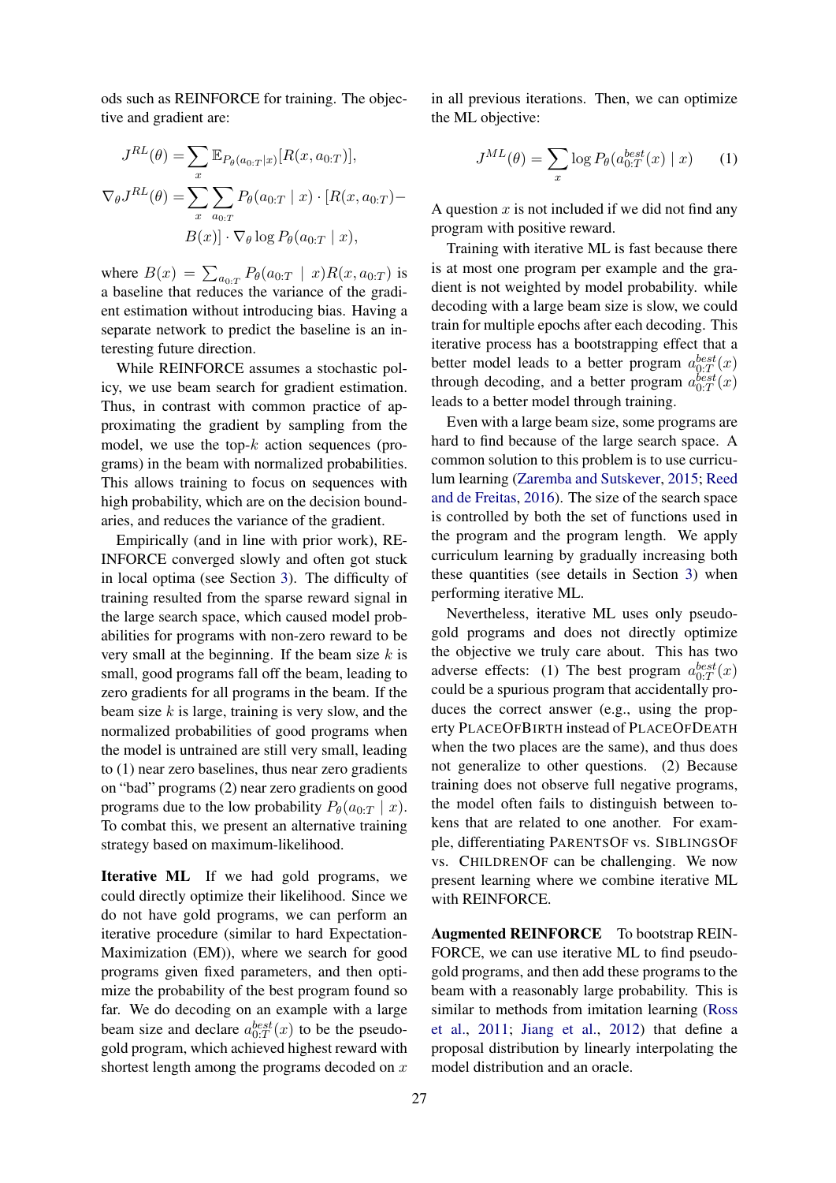ods such as REINFORCE for training. The objective and gradient are:

$$J^{RL}(\theta) = \sum_x \mathbb{E}_{P_\theta(a_{0:T}|x)}[R(x, a_{0:T})],$$

$$\nabla_\theta J^{RL}(\theta) = \sum_x \sum_{a_{0:T}} P_\theta(a_{0:T} \mid x) \cdot [R(x, a_{0:T}) - B(x)] \cdot \nabla_\theta \log P_\theta(a_{0:T} \mid x),$$

where $B(x) = \sum_{a_{0:T}} P_\theta(a_{0:T} \mid x) R(x, a_{0:T})$ is a baseline that reduces the variance of the gradient estimation without introducing bias. Having a separate network to predict the baseline is an interesting future direction.

While REINFORCE assumes a stochastic policy, we use beam search for gradient estimation. Thus, in contrast with common practice of approximating the gradient by sampling from the model, we use the top-$k$ action sequences (programs) in the beam with normalized probabilities. This allows training to focus on sequences with high probability, which are on the decision boundaries, and reduces the variance of the gradient.

Empirically (and in line with prior work), REINFORCE converged slowly and often got stuck in local optima (see Section 3). The difficulty of training resulted from the sparse reward signal in the large search space, which caused model probabilities for programs with non-zero reward to be very small at the beginning. If the beam size $k$ is small, good programs fall off the beam, leading to zero gradients for all programs in the beam. If the beam size $k$ is large, training is very slow, and the normalized probabilities of good programs when the model is untrained are still very small, leading to (1) near zero baselines, thus near zero gradients on "bad" programs (2) near zero gradients on good programs due to the low probability $P_\theta(a_{0:T} \mid x)$. To combat this, we present an alternative training strategy based on maximum-likelihood.

**Iterative ML** If we had gold programs, we could directly optimize their likelihood. Since we do not have gold programs, we can perform an iterative procedure (similar to hard Expectation-Maximization (EM)), where we search for good programs given fixed parameters, and then optimize the probability of the best program found so far. We do decoding on an example with a large beam size and declare $a^{best}_{0:T}(x)$ to be the pseudo-gold program, which achieved highest reward with shortest length among the programs decoded on $x$ in all previous iterations. Then, we can optimize the ML objective:

$$J^{ML}(\theta) = \sum_x \log P_\theta(a^{best}_{0:T}(x) \mid x) \qquad (1)$$

A question $x$ is not included if we did not find any program with positive reward.

Training with iterative ML is fast because there is at most one program per example and the gradient is not weighted by model probability. while decoding with a large beam size is slow, we could train for multiple epochs after each decoding. This iterative process has a bootstrapping effect that a better model leads to a better program $a^{best}_{0:T}(x)$ through decoding, and a better program $a^{best}_{0:T}(x)$ leads to a better model through training.

Even with a large beam size, some programs are hard to find because of the large search space. A common solution to this problem is to use curriculum learning (Zaremba and Sutskever, 2015; Reed and de Freitas, 2016). The size of the search space is controlled by both the set of functions used in the program and the program length. We apply curriculum learning by gradually increasing both these quantities (see details in Section 3) when performing iterative ML.

Nevertheless, iterative ML uses only pseudo-gold programs and does not directly optimize the objective we truly care about. This has two adverse effects: (1) The best program $a^{best}_{0:T}(x)$ could be a spurious program that accidentally produces the correct answer (e.g., using the property PLACEOFBIRTH instead of PLACEOFDEATH when the two places are the same), and thus does not generalize to other questions. (2) Because training does not observe full negative programs, the model often fails to distinguish between tokens that are related to one another. For example, differentiating PARENTSOF vs. SIBLINGSOF vs. CHILDRENOF can be challenging. We now present learning where we combine iterative ML with REINFORCE.

**Augmented REINFORCE** To bootstrap REINFORCE, we can use iterative ML to find pseudo-gold programs, and then add these programs to the beam with a reasonably large probability. This is similar to methods from imitation learning (Ross et al., 2011; Jiang et al., 2012) that define a proposal distribution by linearly interpolating the model distribution and an oracle.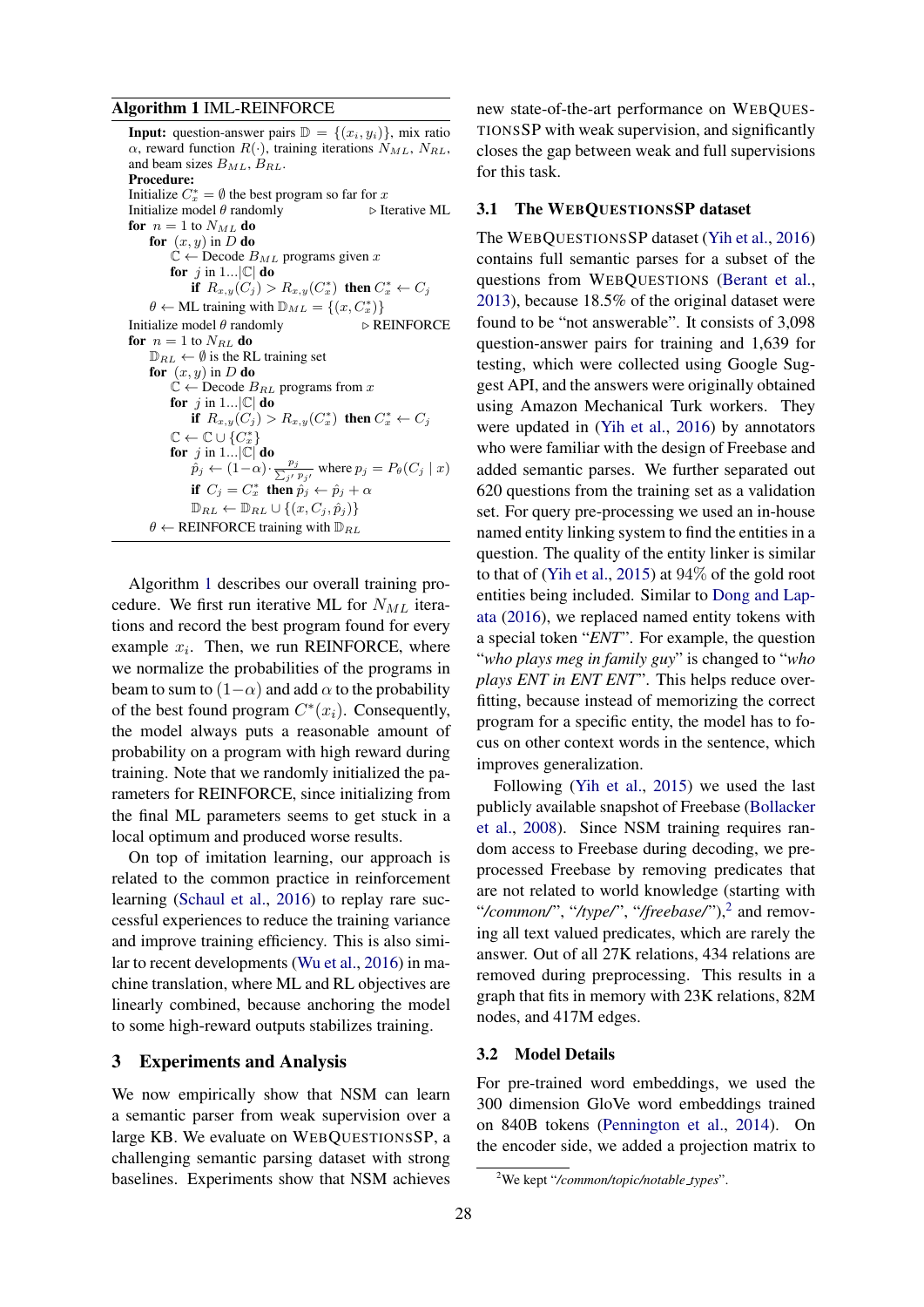**Algorithm 1** IML-REINFORCE

**Input:** question-answer pairs $\mathbb{D} = \{(x_i, y_i)\}$, mix ratio $\alpha$, reward function $R(\cdot)$, training iterations $N_{ML}$, $N_{RL}$, and beam sizes $B_{ML}$, $B_{RL}$.
**Procedure:**
Initialize $C^*_x = \emptyset$ the best program so far for $x$
Initialize model $\theta$ randomly ▷ Iterative ML
**for** $n = 1$ to $N_{ML}$ **do**
  **for** $(x, y)$ in $D$ **do**
    $\mathbb{C} \leftarrow$ Decode $B_{ML}$ programs given $x$
    **for** $j$ in $1...|\mathbb{C}|$ **do**
      **if** $R_{x,y}(C_j) > R_{x,y}(C^*_x)$ **then** $C^*_x \leftarrow C_j$
  $\theta \leftarrow$ ML training with $\mathbb{D}_{ML} = \{(x, C^*_x)\}$
Initialize model $\theta$ randomly ▷ REINFORCE
**for** $n = 1$ to $N_{RL}$ **do**
  $\mathbb{D}_{RL} \leftarrow \emptyset$ is the RL training set
  **for** $(x, y)$ in $D$ **do**
    $\mathbb{C} \leftarrow$ Decode $B_{RL}$ programs from $x$
    **for** $j$ in $1...|\mathbb{C}|$ **do**
      **if** $R_{x,y}(C_j) > R_{x,y}(C^*_x)$ **then** $C^*_x \leftarrow C_j$
    $\mathbb{C} \leftarrow \mathbb{C} \cup \{C^*_x\}$
    **for** $j$ in $1...|\mathbb{C}|$ **do**
      $\hat{p}_j \leftarrow (1-\alpha) \cdot \frac{p_j}{\sum_{j'} p_{j'}}$ where $p_j = P_\theta(C_j \mid x)$
      **if** $C_j = C^*_x$ **then** $\hat{p}_j \leftarrow \hat{p}_j + \alpha$
      $\mathbb{D}_{RL} \leftarrow \mathbb{D}_{RL} \cup \{(x, C_j, \hat{p}_j)\}$
  $\theta \leftarrow$ REINFORCE training with $\mathbb{D}_{RL}$

Algorithm 1 describes our overall training procedure. We first run iterative ML for $N_{ML}$ iterations and record the best program found for every example $x_i$. Then, we run REINFORCE, where we normalize the probabilities of the programs in beam to sum to $(1-\alpha)$ and add $\alpha$ to the probability of the best found program $C^*(x_i)$. Consequently, the model always puts a reasonable amount of probability on a program with high reward during training. Note that we randomly initialized the parameters for REINFORCE, since initializing from the final ML parameters seems to get stuck in a local optimum and produced worse results.

On top of imitation learning, our approach is related to the common practice in reinforcement learning (Schaul et al., 2016) to replay rare successful experiences to reduce the training variance and improve training efficiency. This is also similar to recent developments (Wu et al., 2016) in machine translation, where ML and RL objectives are linearly combined, because anchoring the model to some high-reward outputs stabilizes training.

## 3 Experiments and Analysis

We now empirically show that NSM can learn a semantic parser from weak supervision over a large KB. We evaluate on WEBQUESTIONSSP, a challenging semantic parsing dataset with strong baselines. Experiments show that NSM achieves new state-of-the-art performance on WEBQUESTIONSSP with weak supervision, and significantly closes the gap between weak and full supervisions for this task.

### 3.1 The WEBQUESTIONSSP dataset

The WEBQUESTIONSSP dataset (Yih et al., 2016) contains full semantic parses for a subset of the questions from WEBQUESTIONS (Berant et al., 2013), because 18.5% of the original dataset were found to be "not answerable". It consists of 3,098 question-answer pairs for training and 1,639 for testing, which were collected using Google Suggest API, and the answers were originally obtained using Amazon Mechanical Turk workers. They were updated in (Yih et al., 2016) by annotators who were familiar with the design of Freebase and added semantic parses. We further separated out 620 questions from the training set as a validation set. For query pre-processing we used an in-house named entity linking system to find the entities in a question. The quality of the entity linker is similar to that of (Yih et al., 2015) at 94% of the gold root entities being included. Similar to Dong and Lapata (2016), we replaced named entity tokens with a special token "*ENT*". For example, the question "*who plays meg in family guy*" is changed to "*who plays ENT in ENT ENT*". This helps reduce overfitting, because instead of memorizing the correct program for a specific entity, the model has to focus on other context words in the sentence, which improves generalization.

Following (Yih et al., 2015) we used the last publicly available snapshot of Freebase (Bollacker et al., 2008). Since NSM training requires random access to Freebase during decoding, we preprocessed Freebase by removing predicates that are not related to world knowledge (starting with "*/common/*", "*/type/*", "*/freebase/*"),[2] and removing all text valued predicates, which are rarely the answer. Out of all 27K relations, 434 relations are removed during preprocessing. This results in a graph that fits in memory with 23K relations, 82M nodes, and 417M edges.

### 3.2 Model Details

For pre-trained word embeddings, we used the 300 dimension GloVe word embeddings trained on 840B tokens (Pennington et al., 2014). On the encoder side, we added a projection matrix to

[2] We kept "*/common/topic/notable_types*".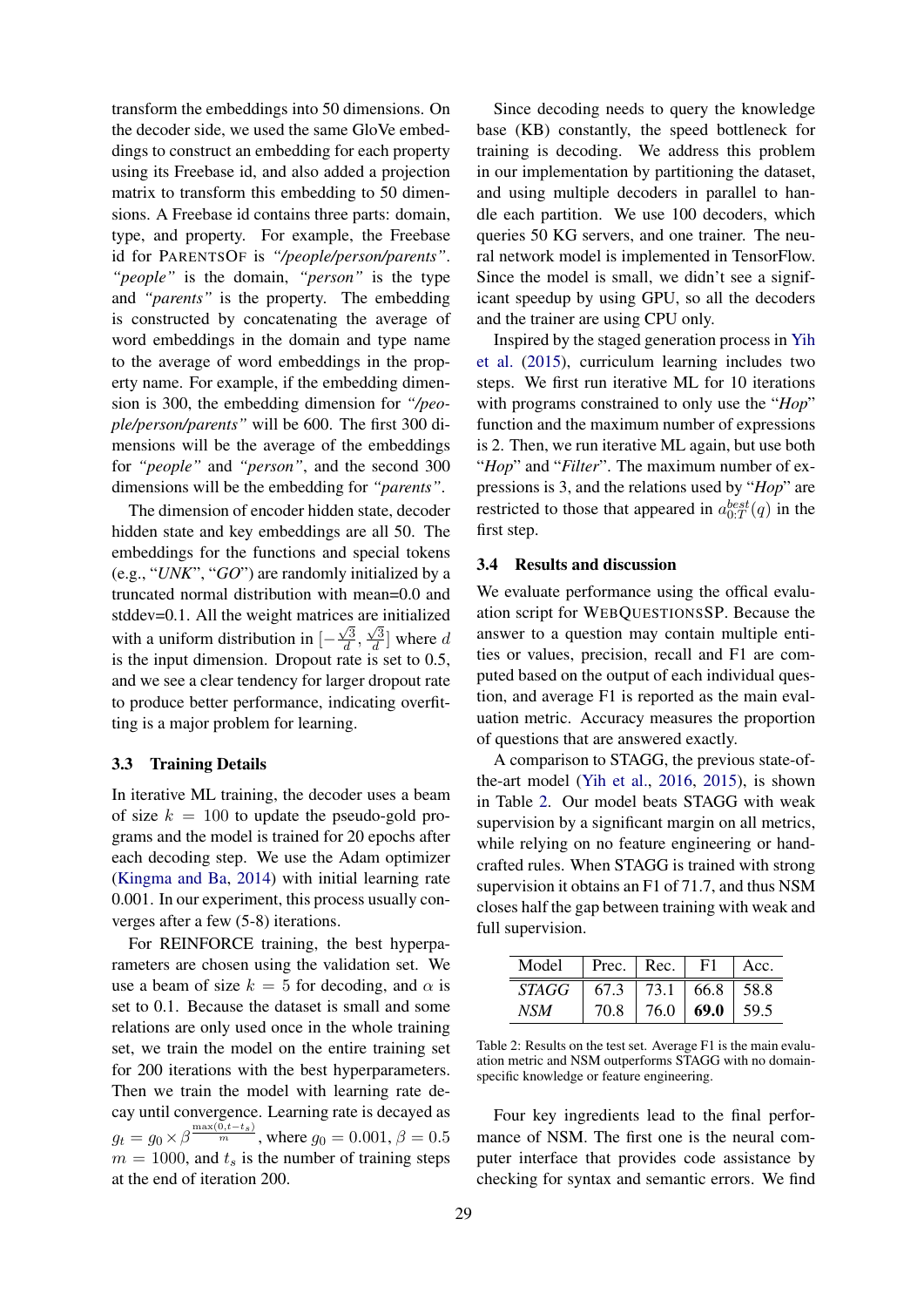transform the embeddings into 50 dimensions. On the decoder side, we used the same GloVe embeddings to construct an embedding for each property using its Freebase id, and also added a projection matrix to transform this embedding to 50 dimensions. A Freebase id contains three parts: domain, type, and property. For example, the Freebase id for PARENTSOF is *"/people/person/parents"*. *"people"* is the domain, *"person"* is the type and *"parents"* is the property. The embedding is constructed by concatenating the average of word embeddings in the domain and type name to the average of word embeddings in the property name. For example, if the embedding dimension is 300, the embedding dimension for *"/people/person/parents"* will be 600. The first 300 dimensions will be the average of the embeddings for *"people"* and *"person"*, and the second 300 dimensions will be the embedding for *"parents"*.

The dimension of encoder hidden state, decoder hidden state and key embeddings are all 50. The embeddings for the functions and special tokens (e.g., "*UNK*", "*GO*") are randomly initialized by a truncated normal distribution with mean=0.0 and stddev=0.1. All the weight matrices are initialized with a uniform distribution in $[-\frac{\sqrt{3}}{d}, \frac{\sqrt{3}}{d}]$ where $d$ is the input dimension. Dropout rate is set to 0.5, and we see a clear tendency for larger dropout rate to produce better performance, indicating overfitting is a major problem for learning.

### 3.3 Training Details

In iterative ML training, the decoder uses a beam of size $k = 100$ to update the pseudo-gold programs and the model is trained for 20 epochs after each decoding step. We use the Adam optimizer (Kingma and Ba, 2014) with initial learning rate 0.001. In our experiment, this process usually converges after a few (5-8) iterations.

For REINFORCE training, the best hyperparameters are chosen using the validation set. We use a beam of size $k = 5$ for decoding, and $\alpha$ is set to 0.1. Because the dataset is small and some relations are only used once in the whole training set, we train the model on the entire training set for 200 iterations with the best hyperparameters. Then we train the model with learning rate decay until convergence. Learning rate is decayed as $g_t = g_0 \times \beta^{\frac{\max(0, t - t_s)}{m}}$, where $g_0 = 0.001$, $\beta = 0.5$ $m = 1000$, and $t_s$ is the number of training steps at the end of iteration 200.

Since decoding needs to query the knowledge base (KB) constantly, the speed bottleneck for training is decoding. We address this problem in our implementation by partitioning the dataset, and using multiple decoders in parallel to handle each partition. We use 100 decoders, which queries 50 KG servers, and one trainer. The neural network model is implemented in TensorFlow. Since the model is small, we didn't see a significant speedup by using GPU, so all the decoders and the trainer are using CPU only.

Inspired by the staged generation process in Yih et al. (2015), curriculum learning includes two steps. We first run iterative ML for 10 iterations with programs constrained to only use the "*Hop*" function and the maximum number of expressions is 2. Then, we run iterative ML again, but use both "*Hop*" and "*Filter*". The maximum number of expressions is 3, and the relations used by "*Hop*" are restricted to those that appeared in $a^{best}_{0:T}(q)$ in the first step.

### 3.4 Results and discussion

We evaluate performance using the offical evaluation script for WEBQUESTIONSSP. Because the answer to a question may contain multiple entities or values, precision, recall and F1 are computed based on the output of each individual question, and average F1 is reported as the main evaluation metric. Accuracy measures the proportion of questions that are answered exactly.

A comparison to STAGG, the previous state-of-the-art model (Yih et al., 2016, 2015), is shown in Table 2. Our model beats STAGG with weak supervision by a significant margin on all metrics, while relying on no feature engineering or hand-crafted rules. When STAGG is trained with strong supervision it obtains an F1 of 71.7, and thus NSM closes half the gap between training with weak and full supervision.

| Model | Prec. | Rec. | F1 | Acc. |
|---|---|---|---|---|
| *STAGG* | 67.3 | 73.1 | 66.8 | 58.8 |
| *NSM* | 70.8 | 76.0 | **69.0** | 59.5 |

Table 2: Results on the test set. Average F1 is the main evaluation metric and NSM outperforms STAGG with no domain-specific knowledge or feature engineering.

Four key ingredients lead to the final performance of NSM. The first one is the neural computer interface that provides code assistance by checking for syntax and semantic errors. We find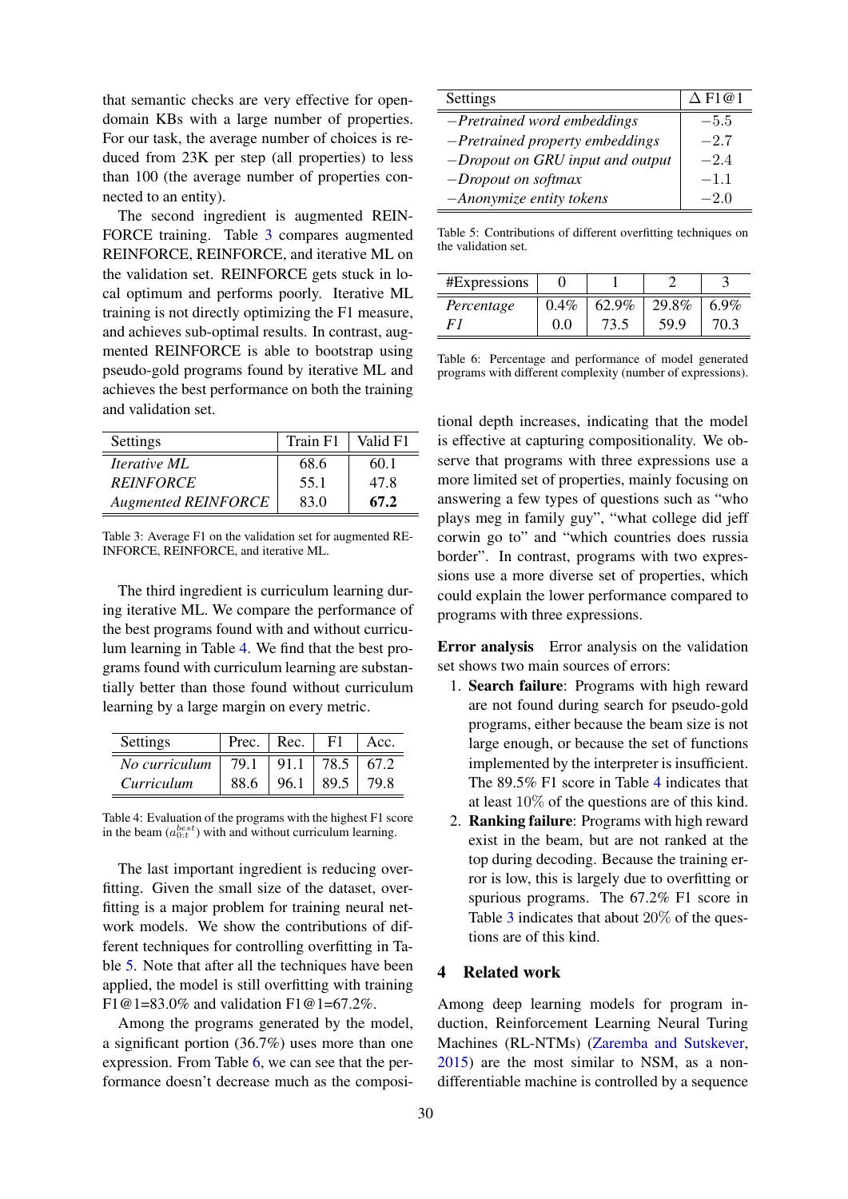that semantic checks are very effective for open-domain KBs with a large number of properties. For our task, the average number of choices is reduced from 23K per step (all properties) to less than 100 (the average number of properties connected to an entity).

The second ingredient is augmented REINFORCE training. Table 3 compares augmented REINFORCE, REINFORCE, and iterative ML on the validation set. REINFORCE gets stuck in local optimum and performs poorly. Iterative ML training is not directly optimizing the F1 measure, and achieves sub-optimal results. In contrast, augmented REINFORCE is able to bootstrap using pseudo-gold programs found by iterative ML and achieves the best performance on both the training and validation set.

| Settings | Train F1 | Valid F1 |
|---|---|---|
| *Iterative ML* | 68.6 | 60.1 |
| *REINFORCE* | 55.1 | 47.8 |
| *Augmented REINFORCE* | 83.0 | **67.2** |

Table 3: Average F1 on the validation set for augmented REINFORCE, REINFORCE, and iterative ML.

The third ingredient is curriculum learning during iterative ML. We compare the performance of the best programs found with and without curriculum learning in Table 4. We find that the best programs found with curriculum learning are substantially better than those found without curriculum learning by a large margin on every metric.

| Settings | Prec. | Rec. | F1 | Acc. |
|---|---|---|---|---|
| *No curriculum* | 79.1 | 91.1 | 78.5 | 67.2 |
| *Curriculum* | 88.6 | 96.1 | 89.5 | 79.8 |

Table 4: Evaluation of the programs with the highest F1 score in the beam ($a_{0:t}^{best}$) with and without curriculum learning.

The last important ingredient is reducing overfitting. Given the small size of the dataset, overfitting is a major problem for training neural network models. We show the contributions of different techniques for controlling overfitting in Table 5. Note that after all the techniques have been applied, the model is still overfitting with training F1@1=83.0% and validation F1@1=67.2%.

| Settings | $\Delta$ F1@1 |
|---|---|
| *−Pretrained word embeddings* | −5.5 |
| *−Pretrained property embeddings* | −2.7 |
| *−Dropout on GRU input and output* | −2.4 |
| *−Dropout on softmax* | −1.1 |
| *−Anonymize entity tokens* | −2.0 |

Table 5: Contributions of different overfitting techniques on the validation set.

Among the programs generated by the model, a significant portion (36.7%) uses more than one expression. From Table 6, we can see that the performance doesn't decrease much as the compositional depth increases, indicating that the model is effective at capturing compositionality. We observe that programs with three expressions use a more limited set of properties, mainly focusing on answering a few types of questions such as "who plays meg in family guy", "what college did jeff corwin go to" and "which countries does russia border". In contrast, programs with two expressions use a more diverse set of properties, which could explain the lower performance compared to programs with three expressions.

| #Expressions | 0 | 1 | 2 | 3 |
|---|---|---|---|---|
| *Percentage* | 0.4% | 62.9% | 29.8% | 6.9% |
| *F1* | 0.0 | 73.5 | 59.9 | 70.3 |

Table 6: Percentage and performance of model generated programs with different complexity (number of expressions).

**Error analysis** Error analysis on the validation set shows two main sources of errors:

1. **Search failure**: Programs with high reward are not found during search for pseudo-gold programs, either because the beam size is not large enough, or because the set of functions implemented by the interpreter is insufficient. The 89.5% F1 score in Table 4 indicates that at least 10% of the questions are of this kind.
2. **Ranking failure**: Programs with high reward exist in the beam, but are not ranked at the top during decoding. Because the training error is low, this is largely due to overfitting or spurious programs. The 67.2% F1 score in Table 3 indicates that about 20% of the questions are of this kind.

## 4 Related work

Among deep learning models for program induction, Reinforcement Learning Neural Turing Machines (RL-NTMs) (Zaremba and Sutskever, 2015) are the most similar to NSM, as a non-differentiable machine is controlled by a sequence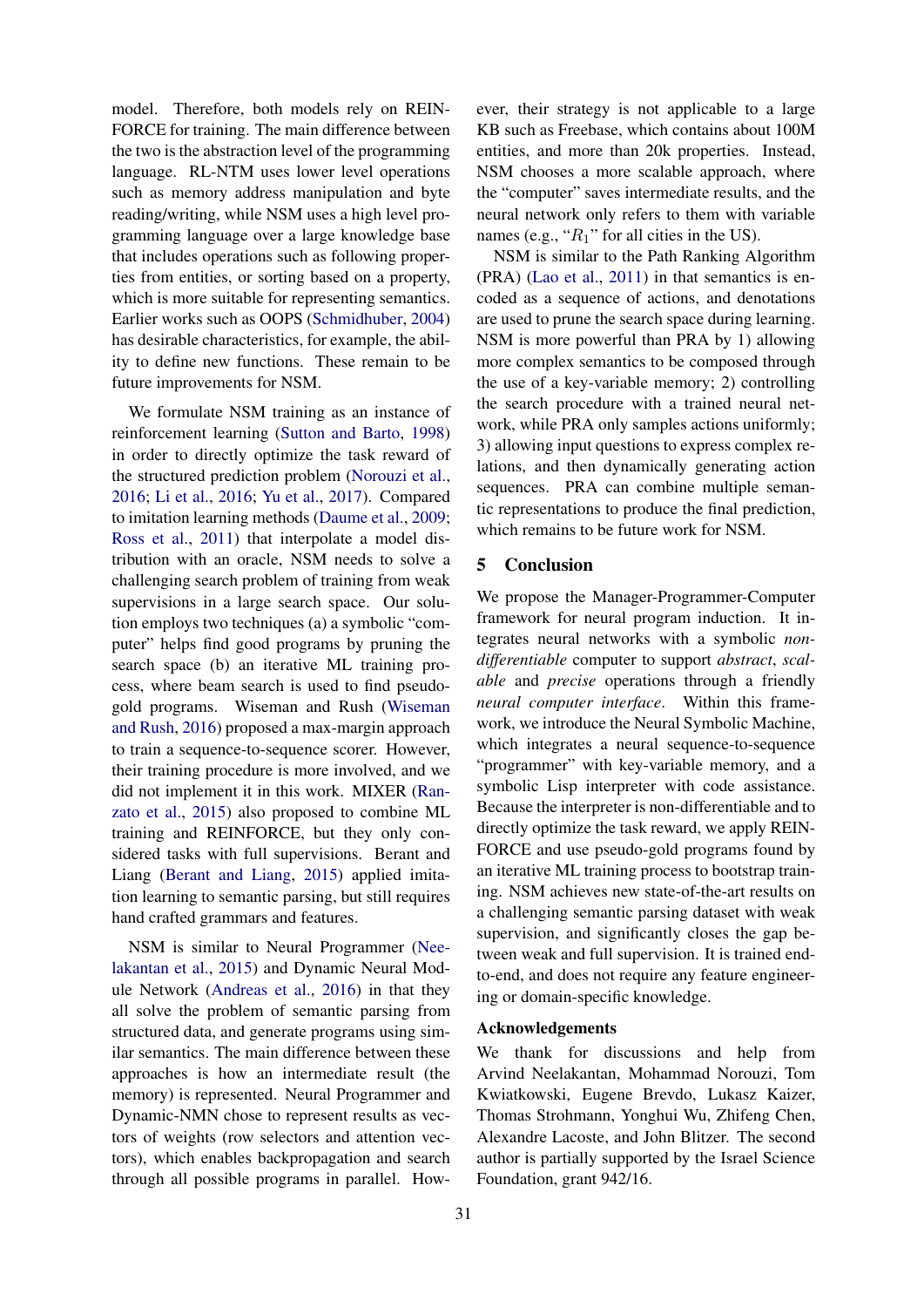model. Therefore, both models rely on REINFORCE for training. The main difference between the two is the abstraction level of the programming language. RL-NTM uses lower level operations such as memory address manipulation and byte reading/writing, while NSM uses a high level programming language over a large knowledge base that includes operations such as following properties from entities, or sorting based on a property, which is more suitable for representing semantics. Earlier works such as OOPS (Schmidhuber, 2004) has desirable characteristics, for example, the ability to define new functions. These remain to be future improvements for NSM.

We formulate NSM training as an instance of reinforcement learning (Sutton and Barto, 1998) in order to directly optimize the task reward of the structured prediction problem (Norouzi et al., 2016; Li et al., 2016; Yu et al., 2017). Compared to imitation learning methods (Daume et al., 2009; Ross et al., 2011) that interpolate a model distribution with an oracle, NSM needs to solve a challenging search problem of training from weak supervisions in a large search space. Our solution employs two techniques (a) a symbolic "computer" helps find good programs by pruning the search space (b) an iterative ML training process, where beam search is used to find pseudo-gold programs. Wiseman and Rush (Wiseman and Rush, 2016) proposed a max-margin approach to train a sequence-to-sequence scorer. However, their training procedure is more involved, and we did not implement it in this work. MIXER (Ranzato et al., 2015) also proposed to combine ML training and REINFORCE, but they only considered tasks with full supervisions. Berant and Liang (Berant and Liang, 2015) applied imitation learning to semantic parsing, but still requires hand crafted grammars and features.

NSM is similar to Neural Programmer (Neelakantan et al., 2015) and Dynamic Neural Module Network (Andreas et al., 2016) in that they all solve the problem of semantic parsing from structured data, and generate programs using similar semantics. The main difference between these approaches is how an intermediate result (the memory) is represented. Neural Programmer and Dynamic-NMN chose to represent results as vectors of weights (row selectors and attention vectors), which enables backpropagation and search through all possible programs in parallel. However, their strategy is not applicable to a large KB such as Freebase, which contains about 100M entities, and more than 20k properties. Instead, NSM chooses a more scalable approach, where the "computer" saves intermediate results, and the neural network only refers to them with variable names (e.g., "$R_1$" for all cities in the US).

NSM is similar to the Path Ranking Algorithm (PRA) (Lao et al., 2011) in that semantics is encoded as a sequence of actions, and denotations are used to prune the search space during learning. NSM is more powerful than PRA by 1) allowing more complex semantics to be composed through the use of a key-variable memory; 2) controlling the search procedure with a trained neural network, while PRA only samples actions uniformly; 3) allowing input questions to express complex relations, and then dynamically generating action sequences. PRA can combine multiple semantic representations to produce the final prediction, which remains to be future work for NSM.

## 5 Conclusion

We propose the Manager-Programmer-Computer framework for neural program induction. It integrates neural networks with a symbolic *non-differentiable* computer to support *abstract*, *scalable* and *precise* operations through a friendly *neural computer interface*. Within this framework, we introduce the Neural Symbolic Machine, which integrates a neural sequence-to-sequence "programmer" with key-variable memory, and a symbolic Lisp interpreter with code assistance. Because the interpreter is non-differentiable and to directly optimize the task reward, we apply REINFORCE and use pseudo-gold programs found by an iterative ML training process to bootstrap training. NSM achieves new state-of-the-art results on a challenging semantic parsing dataset with weak supervision, and significantly closes the gap between weak and full supervision. It is trained end-to-end, and does not require any feature engineering or domain-specific knowledge.

### Acknowledgements

We thank for discussions and help from Arvind Neelakantan, Mohammad Norouzi, Tom Kwiatkowski, Eugene Brevdo, Lukasz Kaizer, Thomas Strohmann, Yonghui Wu, Zhifeng Chen, Alexandre Lacoste, and John Blitzer. The second author is partially supported by the Israel Science Foundation, grant 942/16.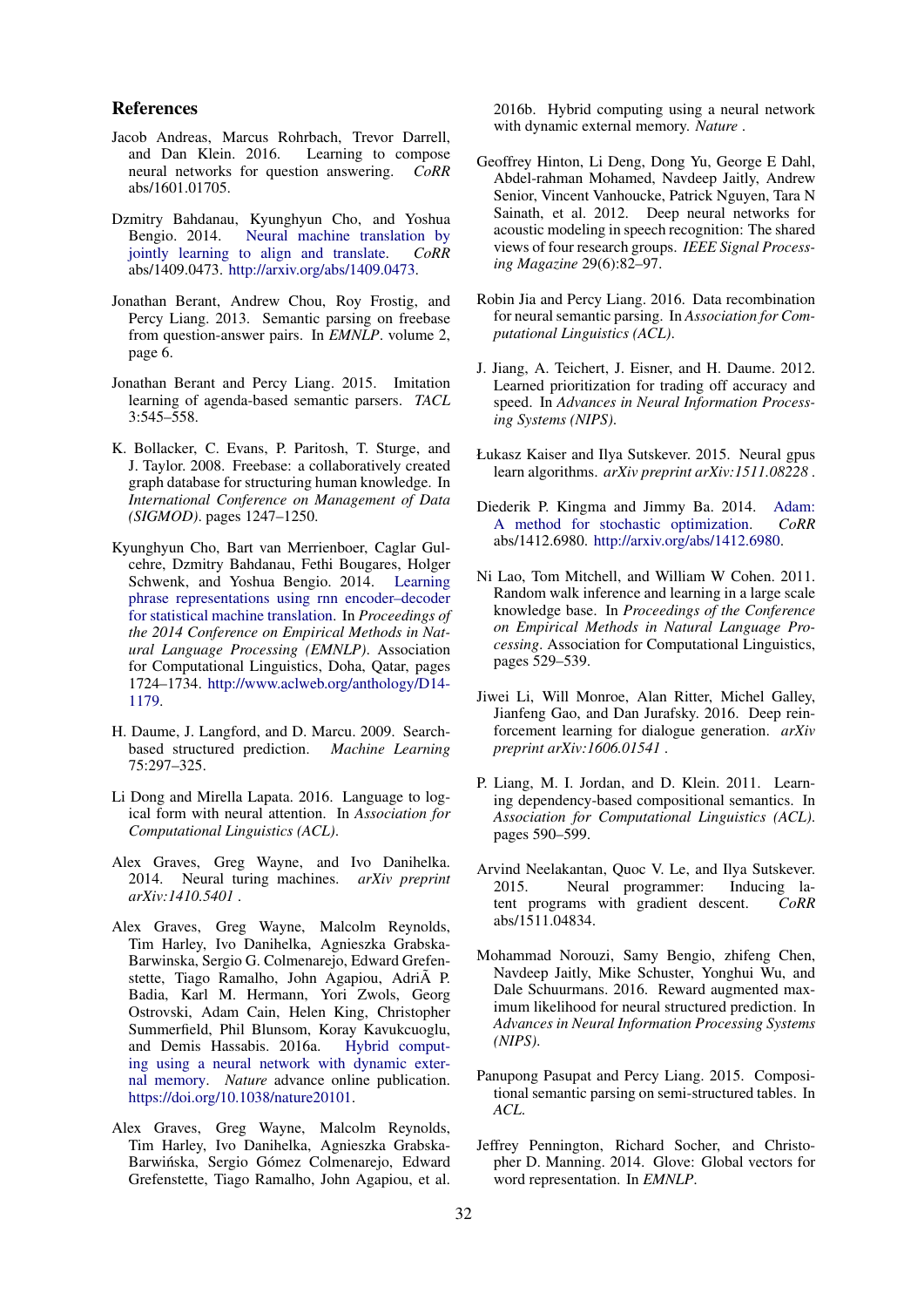## References

Jacob Andreas, Marcus Rohrbach, Trevor Darrell, and Dan Klein. 2016. Learning to compose neural networks for question answering. *CoRR* abs/1601.01705.

Dzmitry Bahdanau, Kyunghyun Cho, and Yoshua Bengio. 2014. Neural machine translation by jointly learning to align and translate. *CoRR* abs/1409.0473. http://arxiv.org/abs/1409.0473.

Jonathan Berant, Andrew Chou, Roy Frostig, and Percy Liang. 2013. Semantic parsing on freebase from question-answer pairs. In *EMNLP*. volume 2, page 6.

Jonathan Berant and Percy Liang. 2015. Imitation learning of agenda-based semantic parsers. *TACL* 3:545–558.

K. Bollacker, C. Evans, P. Paritosh, T. Sturge, and J. Taylor. 2008. Freebase: a collaboratively created graph database for structuring human knowledge. In *International Conference on Management of Data (SIGMOD)*. pages 1247–1250.

Kyunghyun Cho, Bart van Merrienboer, Caglar Gulcehre, Dzmitry Bahdanau, Fethi Bougares, Holger Schwenk, and Yoshua Bengio. 2014. Learning phrase representations using rnn encoder–decoder for statistical machine translation. In *Proceedings of the 2014 Conference on Empirical Methods in Natural Language Processing (EMNLP)*. Association for Computational Linguistics, Doha, Qatar, pages 1724–1734. http://www.aclweb.org/anthology/D14-1179.

H. Daume, J. Langford, and D. Marcu. 2009. Search-based structured prediction. *Machine Learning* 75:297–325.

Li Dong and Mirella Lapata. 2016. Language to logical form with neural attention. In *Association for Computational Linguistics (ACL)*.

Alex Graves, Greg Wayne, and Ivo Danihelka. 2014. Neural turing machines. *arXiv preprint arXiv:1410.5401* .

Alex Graves, Greg Wayne, Malcolm Reynolds, Tim Harley, Ivo Danihelka, Agnieszka Grabska-Barwinska, Sergio G. Colmenarejo, Edward Grefenstette, Tiago Ramalho, John Agapiou, AdriÃ P. Badia, Karl M. Hermann, Yori Zwols, Georg Ostrovski, Adam Cain, Helen King, Christopher Summerfield, Phil Blunsom, Koray Kavukcuoglu, and Demis Hassabis. 2016a. Hybrid computing using a neural network with dynamic external memory. *Nature* advance online publication. https://doi.org/10.1038/nature20101.

Alex Graves, Greg Wayne, Malcolm Reynolds, Tim Harley, Ivo Danihelka, Agnieszka Grabska-Barwińska, Sergio Gómez Colmenarejo, Edward Grefenstette, Tiago Ramalho, John Agapiou, et al. 2016b. Hybrid computing using a neural network with dynamic external memory. *Nature* .

Geoffrey Hinton, Li Deng, Dong Yu, George E Dahl, Abdel-rahman Mohamed, Navdeep Jaitly, Andrew Senior, Vincent Vanhoucke, Patrick Nguyen, Tara N Sainath, et al. 2012. Deep neural networks for acoustic modeling in speech recognition: The shared views of four research groups. *IEEE Signal Processing Magazine* 29(6):82–97.

Robin Jia and Percy Liang. 2016. Data recombination for neural semantic parsing. In *Association for Computational Linguistics (ACL)*.

J. Jiang, A. Teichert, J. Eisner, and H. Daume. 2012. Learned prioritization for trading off accuracy and speed. In *Advances in Neural Information Processing Systems (NIPS)*.

Łukasz Kaiser and Ilya Sutskever. 2015. Neural gpus learn algorithms. *arXiv preprint arXiv:1511.08228* .

Diederik P. Kingma and Jimmy Ba. 2014. Adam: A method for stochastic optimization. *CoRR* abs/1412.6980. http://arxiv.org/abs/1412.6980.

Ni Lao, Tom Mitchell, and William W Cohen. 2011. Random walk inference and learning in a large scale knowledge base. In *Proceedings of the Conference on Empirical Methods in Natural Language Processing*. Association for Computational Linguistics, pages 529–539.

Jiwei Li, Will Monroe, Alan Ritter, Michel Galley, Jianfeng Gao, and Dan Jurafsky. 2016. Deep reinforcement learning for dialogue generation. *arXiv preprint arXiv:1606.01541* .

P. Liang, M. I. Jordan, and D. Klein. 2011. Learning dependency-based compositional semantics. In *Association for Computational Linguistics (ACL)*. pages 590–599.

Arvind Neelakantan, Quoc V. Le, and Ilya Sutskever. 2015. Neural programmer: Inducing latent programs with gradient descent. *CoRR* abs/1511.04834.

Mohammad Norouzi, Samy Bengio, zhifeng Chen, Navdeep Jaitly, Mike Schuster, Yonghui Wu, and Dale Schuurmans. 2016. Reward augmented maximum likelihood for neural structured prediction. In *Advances in Neural Information Processing Systems (NIPS)*.

Panupong Pasupat and Percy Liang. 2015. Compositional semantic parsing on semi-structured tables. In *ACL*.

Jeffrey Pennington, Richard Socher, and Christopher D. Manning. 2014. Glove: Global vectors for word representation. In *EMNLP*.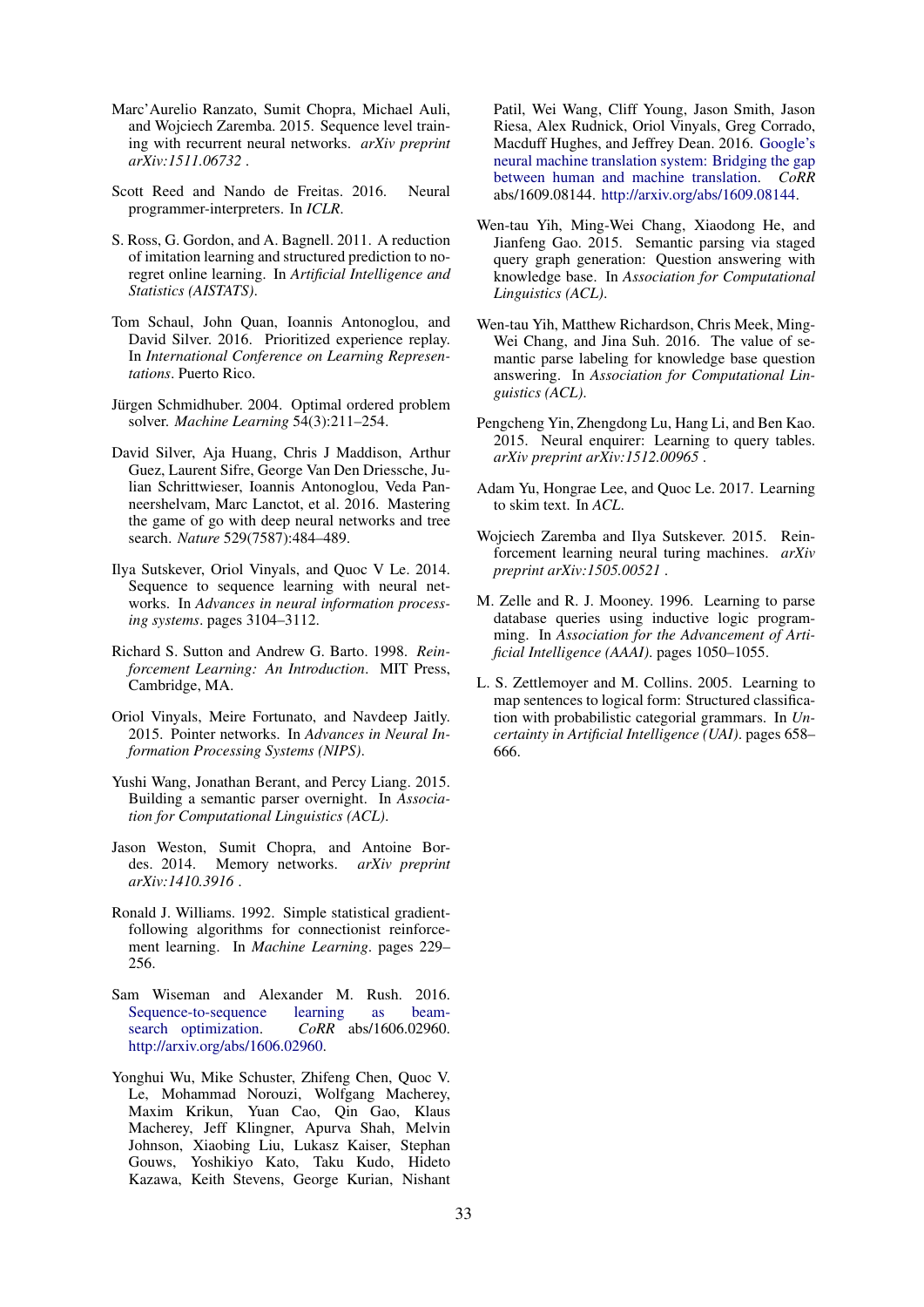Marc'Aurelio Ranzato, Sumit Chopra, Michael Auli, and Wojciech Zaremba. 2015. Sequence level training with recurrent neural networks. *arXiv preprint arXiv:1511.06732* .

Scott Reed and Nando de Freitas. 2016. Neural programmer-interpreters. In *ICLR*.

S. Ross, G. Gordon, and A. Bagnell. 2011. A reduction of imitation learning and structured prediction to no-regret online learning. In *Artificial Intelligence and Statistics (AISTATS)*.

Tom Schaul, John Quan, Ioannis Antonoglou, and David Silver. 2016. Prioritized experience replay. In *International Conference on Learning Representations*. Puerto Rico.

Jürgen Schmidhuber. 2004. Optimal ordered problem solver. *Machine Learning* 54(3):211–254.

David Silver, Aja Huang, Chris J Maddison, Arthur Guez, Laurent Sifre, George Van Den Driessche, Julian Schrittwieser, Ioannis Antonoglou, Veda Panneershelvam, Marc Lanctot, et al. 2016. Mastering the game of go with deep neural networks and tree search. *Nature* 529(7587):484–489.

Ilya Sutskever, Oriol Vinyals, and Quoc V Le. 2014. Sequence to sequence learning with neural networks. In *Advances in neural information processing systems*. pages 3104–3112.

Richard S. Sutton and Andrew G. Barto. 1998. *Reinforcement Learning: An Introduction*. MIT Press, Cambridge, MA.

Oriol Vinyals, Meire Fortunato, and Navdeep Jaitly. 2015. Pointer networks. In *Advances in Neural Information Processing Systems (NIPS)*.

Yushi Wang, Jonathan Berant, and Percy Liang. 2015. Building a semantic parser overnight. In *Association for Computational Linguistics (ACL)*.

Jason Weston, Sumit Chopra, and Antoine Bordes. 2014. Memory networks. *arXiv preprint arXiv:1410.3916* .

Ronald J. Williams. 1992. Simple statistical gradient-following algorithms for connectionist reinforcement learning. In *Machine Learning*. pages 229–256.

Sam Wiseman and Alexander M. Rush. 2016. Sequence-to-sequence learning as beam-search optimization. *CoRR* abs/1606.02960. http://arxiv.org/abs/1606.02960.

Yonghui Wu, Mike Schuster, Zhifeng Chen, Quoc V. Le, Mohammad Norouzi, Wolfgang Macherey, Maxim Krikun, Yuan Cao, Qin Gao, Klaus Macherey, Jeff Klingner, Apurva Shah, Melvin Johnson, Xiaobing Liu, Lukasz Kaiser, Stephan Gouws, Yoshikiyo Kato, Taku Kudo, Hideto Kazawa, Keith Stevens, George Kurian, Nishant Patil, Wei Wang, Cliff Young, Jason Smith, Jason Riesa, Alex Rudnick, Oriol Vinyals, Greg Corrado, Macduff Hughes, and Jeffrey Dean. 2016. Google's neural machine translation system: Bridging the gap between human and machine translation. *CoRR* abs/1609.08144. http://arxiv.org/abs/1609.08144.

Wen-tau Yih, Ming-Wei Chang, Xiaodong He, and Jianfeng Gao. 2015. Semantic parsing via staged query graph generation: Question answering with knowledge base. In *Association for Computational Linguistics (ACL)*.

Wen-tau Yih, Matthew Richardson, Chris Meek, Ming-Wei Chang, and Jina Suh. 2016. The value of semantic parse labeling for knowledge base question answering. In *Association for Computational Linguistics (ACL)*.

Pengcheng Yin, Zhengdong Lu, Hang Li, and Ben Kao. 2015. Neural enquirer: Learning to query tables. *arXiv preprint arXiv:1512.00965* .

Adam Yu, Hongrae Lee, and Quoc Le. 2017. Learning to skim text. In *ACL*.

Wojciech Zaremba and Ilya Sutskever. 2015. Reinforcement learning neural turing machines. *arXiv preprint arXiv:1505.00521* .

M. Zelle and R. J. Mooney. 1996. Learning to parse database queries using inductive logic programming. In *Association for the Advancement of Artificial Intelligence (AAAI)*. pages 1050–1055.

L. S. Zettlemoyer and M. Collins. 2005. Learning to map sentences to logical form: Structured classification with probabilistic categorial grammars. In *Uncertainty in Artificial Intelligence (UAI)*. pages 658–666.